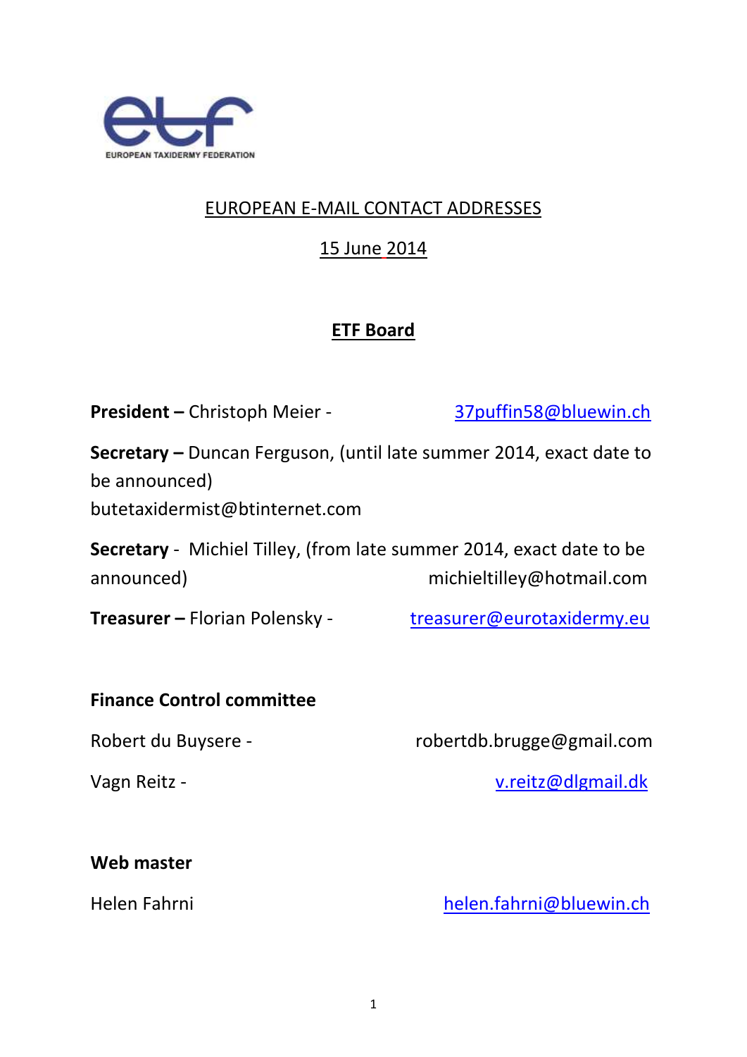EUROPEAN TAXIDERMY FEDERATION

# EUROPEAN E-MAIL CONTACT ADDRESSES

15 June 2014

## ETF Board

**President –** Christoph Meier - 37puffin58@bluewin.ch

**Secretary –** Duncan Ferguson, (until late summer 2014, exact date to be announced)
butetaxidermist@btinternet.com

**Secretary** - Michiel Tilley, (from late summer 2014, exact date to be announced) michieltilley@hotmail.com

**Treasurer –** Florian Polensky - treasurer@eurotaxidermy.eu

### Finance Control committee

Robert du Buysere - robertdb.brugge@gmail.com

Vagn Reitz - v.reitz@dlgmail.dk

### Web master

Helen Fahrni helen.fahrni@bluewin.ch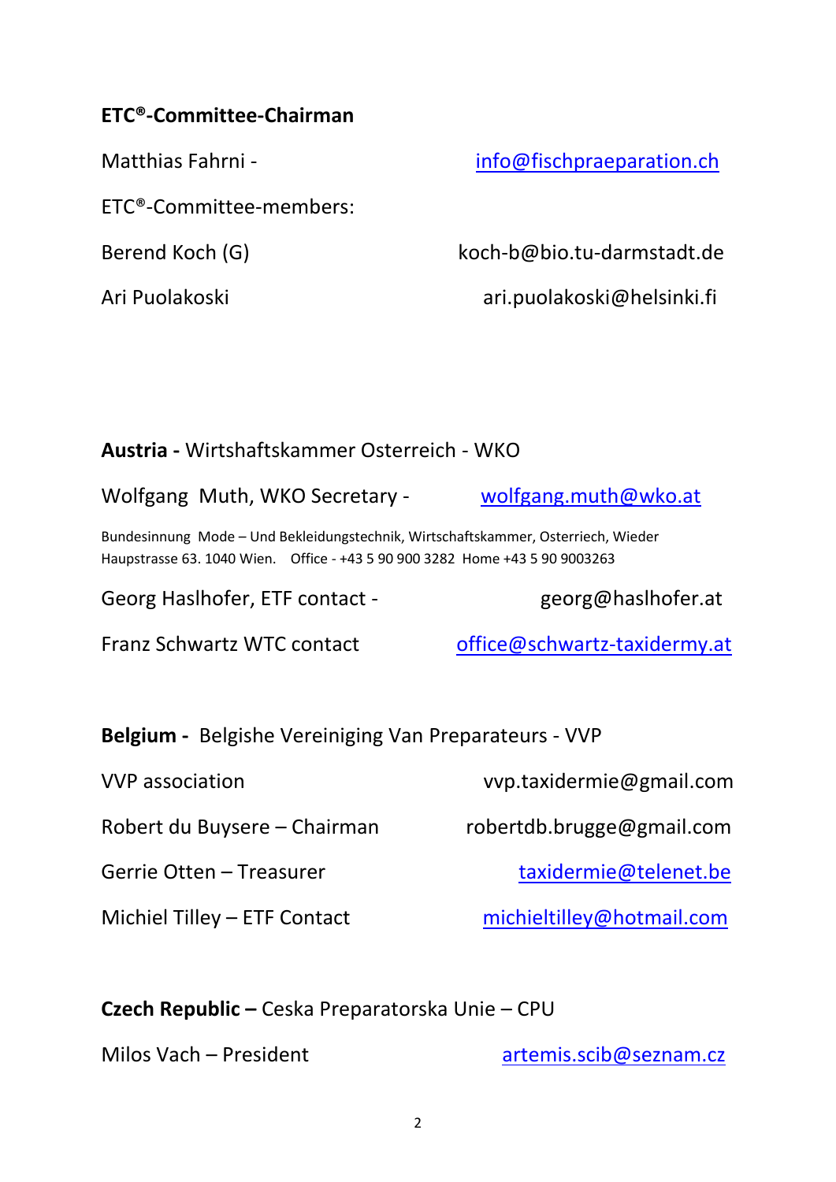**ETC®-Committee-Chairman**

Matthias Fahrni - info@fischpraeparation.ch

ETC®-Committee-members:

Berend Koch (G) koch-b@bio.tu-darmstadt.de

Ari Puolakoski ari.puolakoski@helsinki.fi

**Austria -** Wirtshaftskammer Osterreich - WKO

Wolfgang Muth, WKO Secretary - wolfgang.muth@wko.at

Bundesinnung Mode – Und Bekleidungstechnik, Wirtschaftskammer, Osterriech, Wieder Haupstrasse 63. 1040 Wien. Office - +43 5 90 900 3282 Home +43 5 90 9003263

Georg Haslhofer, ETF contact - georg@haslhofer.at

Franz Schwartz WTC contact office@schwartz-taxidermy.at

**Belgium -** Belgishe Vereiniging Van Preparateurs - VVP

VVP association vvp.taxidermie@gmail.com

Robert du Buysere – Chairman robertdb.brugge@gmail.com

Gerrie Otten – Treasurer taxidermie@telenet.be

Michiel Tilley – ETF Contact michieltilley@hotmail.com

**Czech Republic –** Ceska Preparatorska Unie – CPU

Milos Vach – President artemis.scib@seznam.cz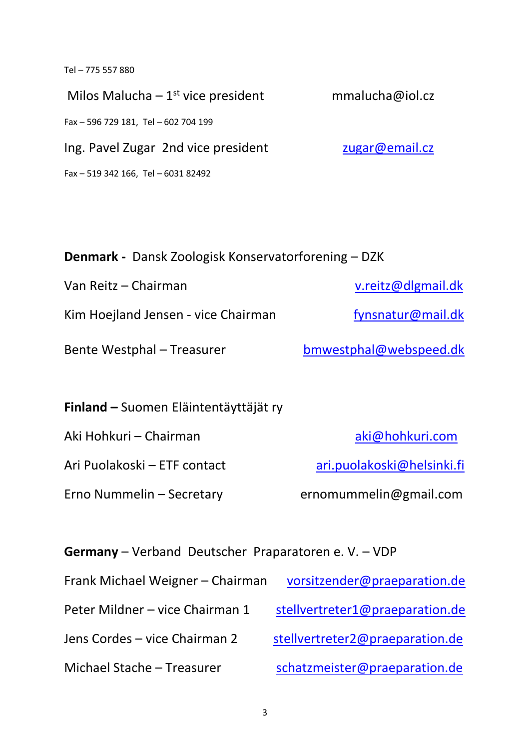Tel – 775 557 880

Milos Malucha – 1st vice president mmalucha@iol.cz

Fax – 596 729 181, Tel – 602 704 199

Ing. Pavel Zugar 2nd vice president zugar@email.cz

Fax – 519 342 166, Tel – 6031 82492

**Denmark -** Dansk Zoologisk Konservatorforening – DZK

Van Reitz – Chairman v.reitz@dlgmail.dk

Kim Hoejland Jensen - vice Chairman fynsnatur@mail.dk

Bente Westphal – Treasurer bmwestphal@webspeed.dk

**Finland –** Suomen Eläintentäyttäjät ry

Aki Hohkuri – Chairman aki@hohkuri.com

Ari Puolakoski – ETF contact ari.puolakoski@helsinki.fi

Erno Nummelin – Secretary ernomummelin@gmail.com

**Germany** – Verband Deutscher Praparatoren e. V. – VDP

Frank Michael Weigner – Chairman vorsitzender@praeparation.de

Peter Mildner – vice Chairman 1 stellvertreter1@praeparation.de

Jens Cordes – vice Chairman 2 stellvertreter2@praeparation.de

Michael Stache – Treasurer schatzmeister@praeparation.de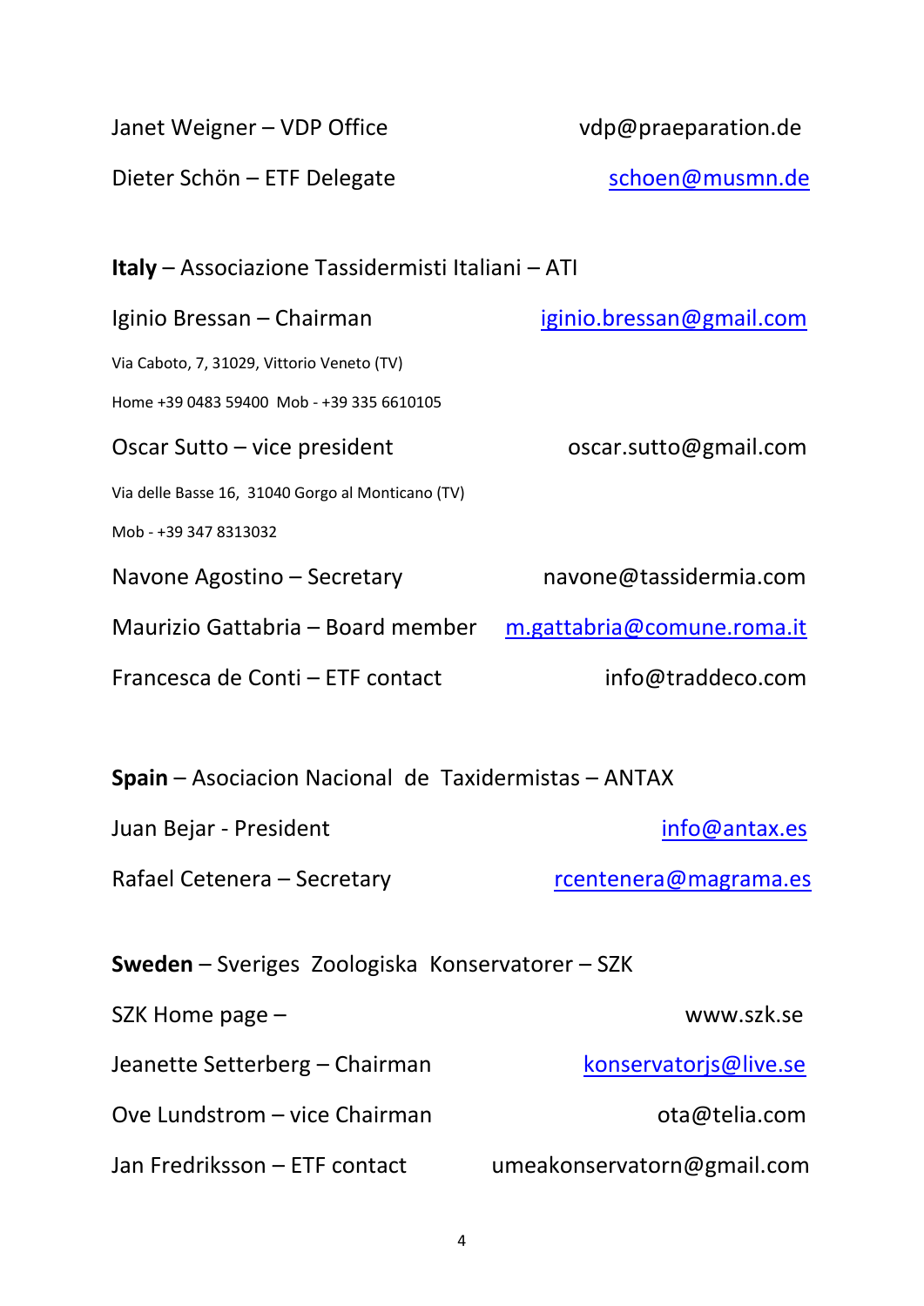Janet Weigner – VDP Office vdp@praeparation.de

Dieter Schön – ETF Delegate schoen@musmn.de

**Italy** – Associazione Tassidermisti Italiani – ATI

Iginio Bressan – Chairman iginio.bressan@gmail.com

Via Caboto, 7, 31029, Vittorio Veneto (TV)

Home +39 0483 59400 Mob - +39 335 6610105

Oscar Sutto – vice president oscar.sutto@gmail.com

Via delle Basse 16, 31040 Gorgo al Monticano (TV)

Mob - +39 347 8313032

Navone Agostino – Secretary navone@tassidermia.com

Maurizio Gattabria – Board member m.gattabria@comune.roma.it

Francesca de Conti – ETF contact info@traddeco.com

**Spain** – Asociacion Nacional de Taxidermistas – ANTAX

Juan Bejar - President info@antax.es

Rafael Cetenera – Secretary rcentenera@magrama.es

**Sweden** – Sveriges Zoologiska Konservatorer – SZK

SZK Home page – www.szk.se

Jeanette Setterberg – Chairman konservatorjs@live.se

Ove Lundstrom – vice Chairman ota@telia.com

Jan Fredriksson – ETF contact umeakonservatorn@gmail.com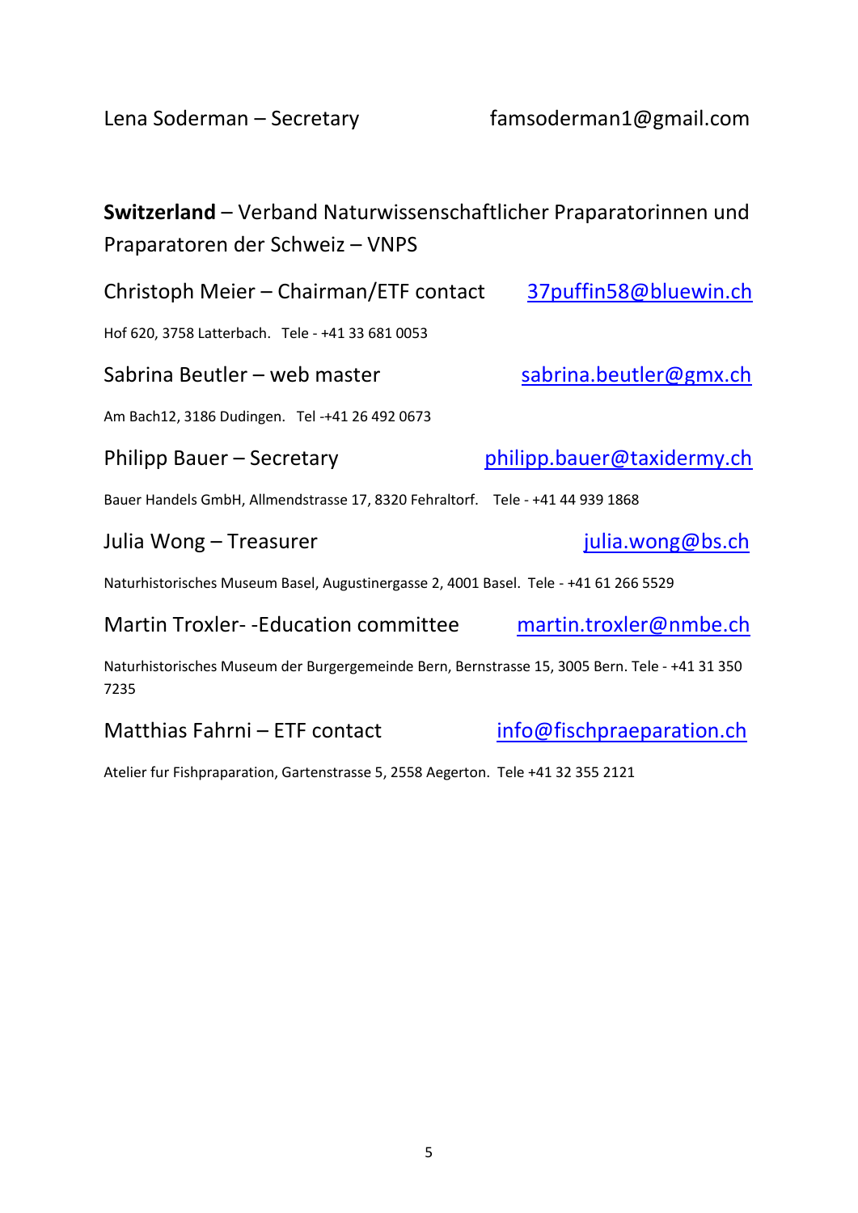Lena Soderman – Secretary famsoderman1@gmail.com

**Switzerland** – Verband Naturwissenschaftlicher Praparatorinnen und Praparatoren der Schweiz – VNPS

Christoph Meier – Chairman/ETF contact 37puffin58@bluewin.ch

Hof 620, 3758 Latterbach. Tele - +41 33 681 0053

Sabrina Beutler – web master sabrina.beutler@gmx.ch

Am Bach12, 3186 Dudingen. Tel -+41 26 492 0673

Philipp Bauer – Secretary philipp.bauer@taxidermy.ch

Bauer Handels GmbH, Allmendstrasse 17, 8320 Fehraltorf. Tele - +41 44 939 1868

Julia Wong – Treasurer julia.wong@bs.ch

Naturhistorisches Museum Basel, Augustinergasse 2, 4001 Basel. Tele - +41 61 266 5529

Martin Troxler- -Education committee martin.troxler@nmbe.ch

Naturhistorisches Museum der Burgergemeinde Bern, Bernstrasse 15, 3005 Bern. Tele - +41 31 350 7235

Matthias Fahrni – ETF contact info@fischpraeparation.ch

Atelier fur Fishpraparation, Gartenstrasse 5, 2558 Aegerton. Tele +41 32 355 2121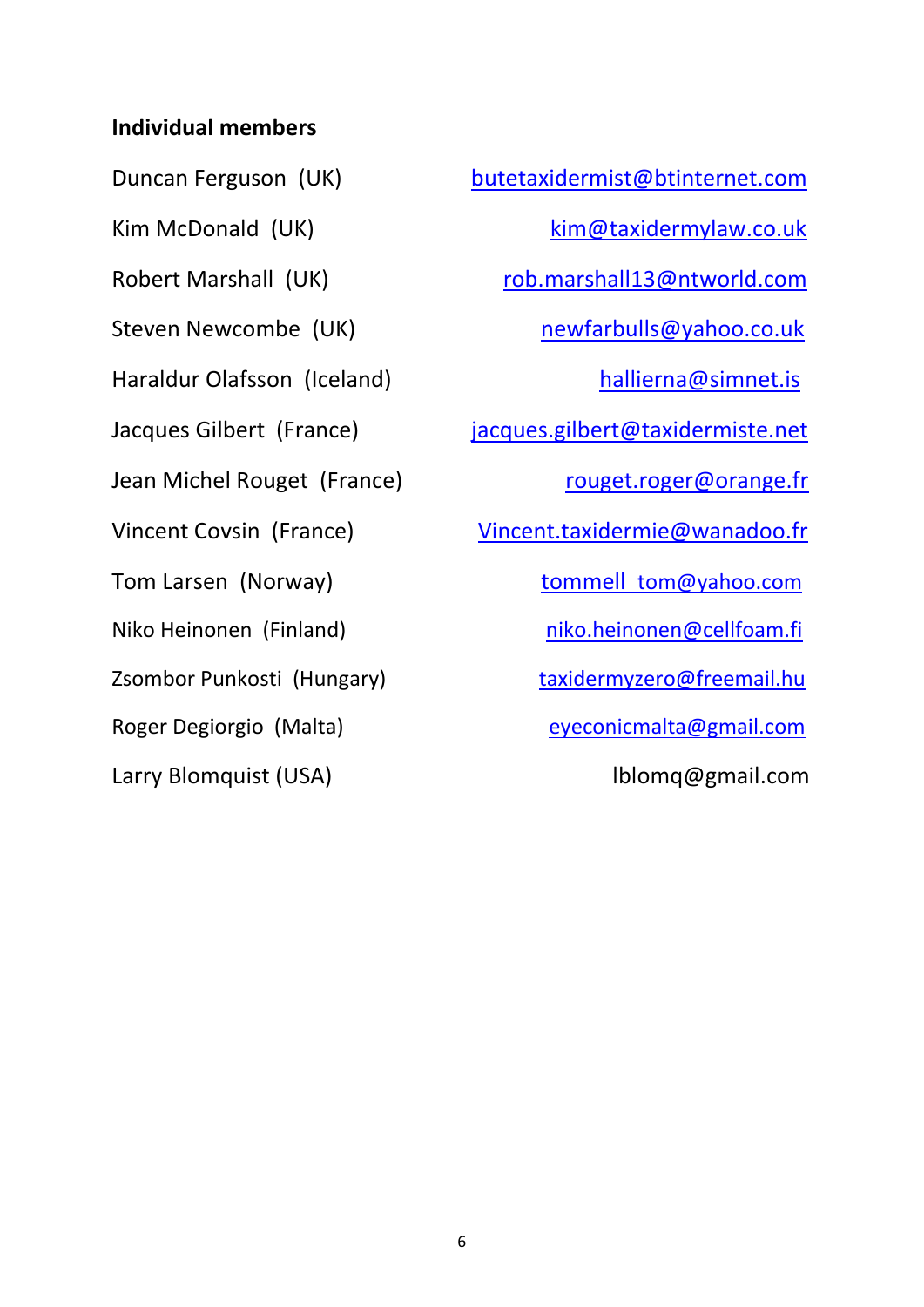**Individual members**

| | |
|---|---|
| Duncan Ferguson (UK) | butetaxidermist@btinternet.com |
| Kim McDonald (UK) | kim@taxidermylaw.co.uk |
| Robert Marshall (UK) | rob.marshall13@ntworld.com |
| Steven Newcombe (UK) | newfarbulls@yahoo.co.uk |
| Haraldur Olafsson (Iceland) | hallierna@simnet.is |
| Jacques Gilbert (France) | jacques.gilbert@taxidermiste.net |
| Jean Michel Rouget (France) | rouget.roger@orange.fr |
| Vincent Covsin (France) | Vincent.taxidermie@wanadoo.fr |
| Tom Larsen (Norway) | tommell_tom@yahoo.com |
| Niko Heinonen (Finland) | niko.heinonen@cellfoam.fi |
| Zsombor Punkosti (Hungary) | taxidermyzero@freemail.hu |
| Roger Degiorgio (Malta) | eyeconicmalta@gmail.com |
| Larry Blomquist (USA) | lblomq@gmail.com |